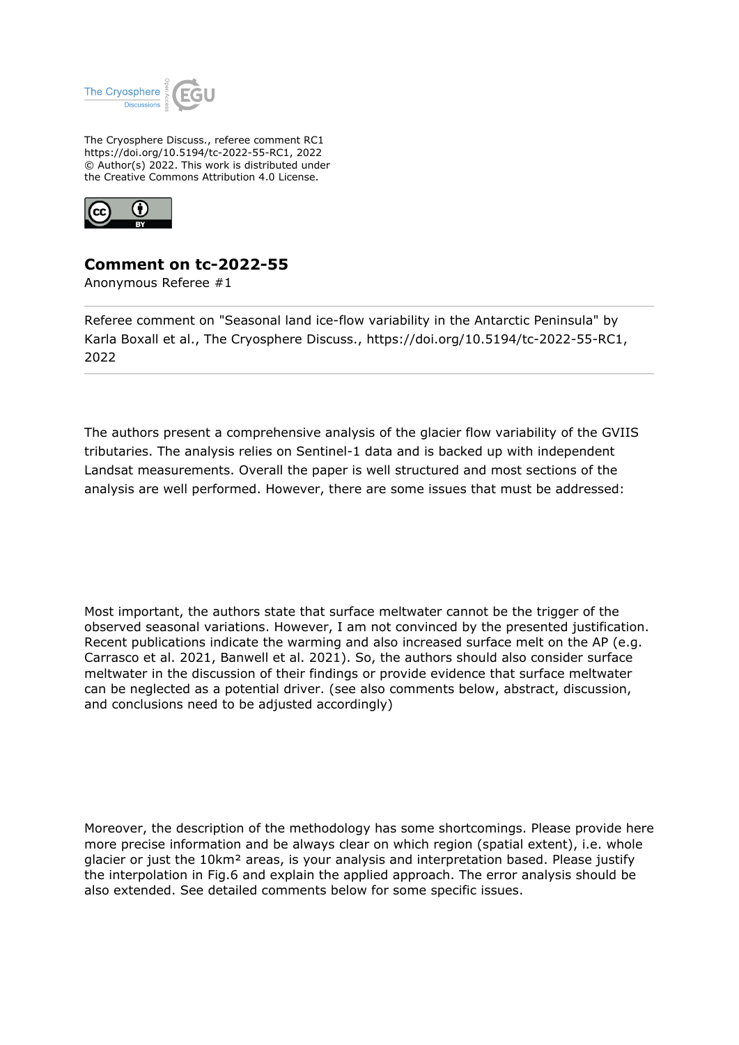The Cryosphere Discuss., referee comment RC1
https://doi.org/10.5194/tc-2022-55-RC1, 2022
© Author(s) 2022. This work is distributed under
the Creative Commons Attribution 4.0 License.

# Comment on tc-2022-55

Anonymous Referee #1

---

Referee comment on "Seasonal land ice-flow variability in the Antarctic Peninsula" by Karla Boxall et al., The Cryosphere Discuss., https://doi.org/10.5194/tc-2022-55-RC1, 2022

---

The authors present a comprehensive analysis of the glacier flow variability of the GVIIS tributaries. The analysis relies on Sentinel-1 data and is backed up with independent Landsat measurements. Overall the paper is well structured and most sections of the analysis are well performed. However, there are some issues that must be addressed:

Most important, the authors state that surface meltwater cannot be the trigger of the observed seasonal variations. However, I am not convinced by the presented justification. Recent publications indicate the warming and also increased surface melt on the AP (e.g. Carrasco et al. 2021, Banwell et al. 2021). So, the authors should also consider surface meltwater in the discussion of their findings or provide evidence that surface meltwater can be neglected as a potential driver. (see also comments below, abstract, discussion, and conclusions need to be adjusted accordingly)

Moreover, the description of the methodology has some shortcomings. Please provide here more precise information and be always clear on which region (spatial extent), i.e. whole glacier or just the 10km² areas, is your analysis and interpretation based. Please justify the interpolation in Fig.6 and explain the applied approach. The error analysis should be also extended. See detailed comments below for some specific issues.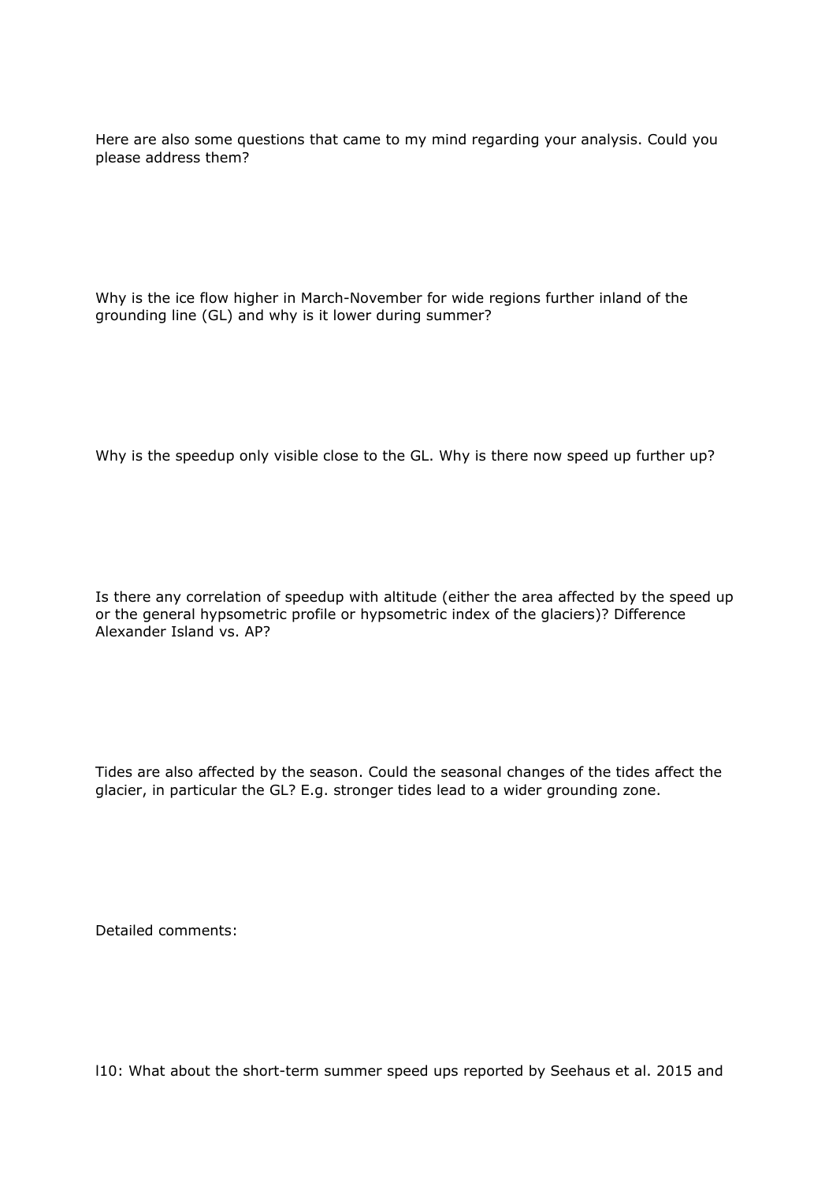Here are also some questions that came to my mind regarding your analysis. Could you please address them?

Why is the ice flow higher in March-November for wide regions further inland of the grounding line (GL) and why is it lower during summer?

Why is the speedup only visible close to the GL. Why is there now speed up further up?

Is there any correlation of speedup with altitude (either the area affected by the speed up or the general hypsometric profile or hypsometric index of the glaciers)? Difference Alexander Island vs. AP?

Tides are also affected by the season. Could the seasonal changes of the tides affect the glacier, in particular the GL? E.g. stronger tides lead to a wider grounding zone.

Detailed comments:

l10: What about the short-term summer speed ups reported by Seehaus et al. 2015 and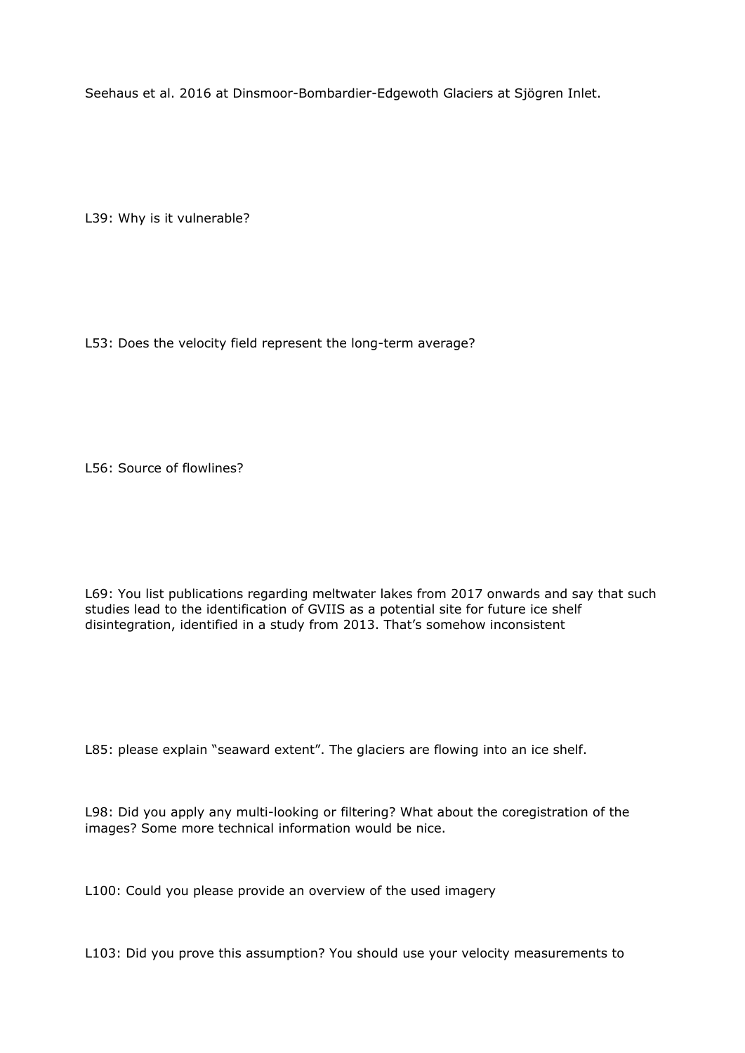Seehaus et al. 2016 at Dinsmoor-Bombardier-Edgewoth Glaciers at Sjögren Inlet.

L39: Why is it vulnerable?

L53: Does the velocity field represent the long-term average?

L56: Source of flowlines?

L69: You list publications regarding meltwater lakes from 2017 onwards and say that such studies lead to the identification of GVIIS as a potential site for future ice shelf disintegration, identified in a study from 2013. That's somehow inconsistent

L85: please explain "seaward extent". The glaciers are flowing into an ice shelf.

L98: Did you apply any multi-looking or filtering? What about the coregistration of the images? Some more technical information would be nice.

L100: Could you please provide an overview of the used imagery

L103: Did you prove this assumption? You should use your velocity measurements to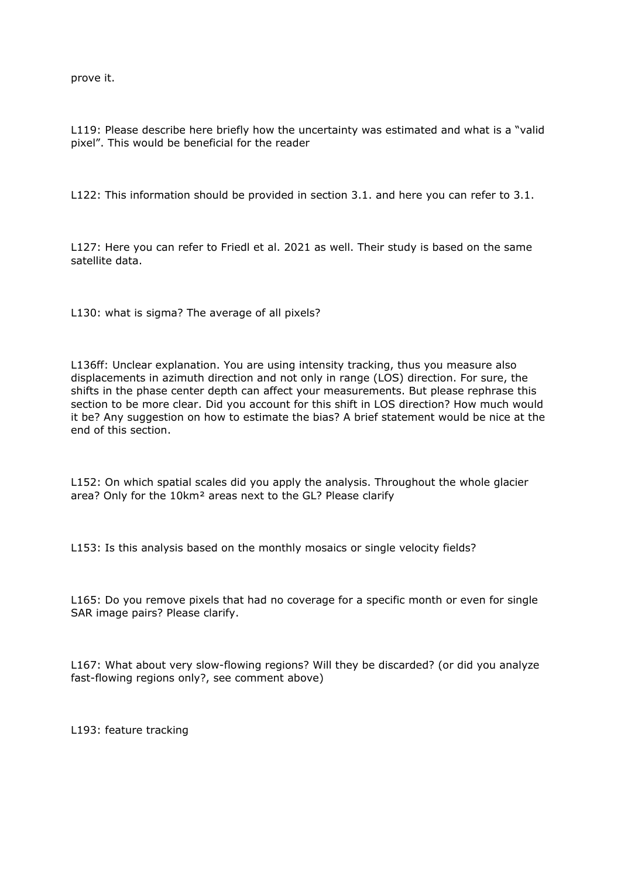prove it.

L119: Please describe here briefly how the uncertainty was estimated and what is a “valid pixel”. This would be beneficial for the reader

L122: This information should be provided in section 3.1. and here you can refer to 3.1.

L127: Here you can refer to Friedl et al. 2021 as well. Their study is based on the same satellite data.

L130: what is sigma? The average of all pixels?

L136ff: Unclear explanation. You are using intensity tracking, thus you measure also displacements in azimuth direction and not only in range (LOS) direction. For sure, the shifts in the phase center depth can affect your measurements. But please rephrase this section to be more clear. Did you account for this shift in LOS direction? How much would it be? Any suggestion on how to estimate the bias? A brief statement would be nice at the end of this section.

L152: On which spatial scales did you apply the analysis. Throughout the whole glacier area? Only for the 10km² areas next to the GL? Please clarify

L153: Is this analysis based on the monthly mosaics or single velocity fields?

L165: Do you remove pixels that had no coverage for a specific month or even for single SAR image pairs? Please clarify.

L167: What about very slow-flowing regions? Will they be discarded? (or did you analyze fast-flowing regions only?, see comment above)

L193: feature tracking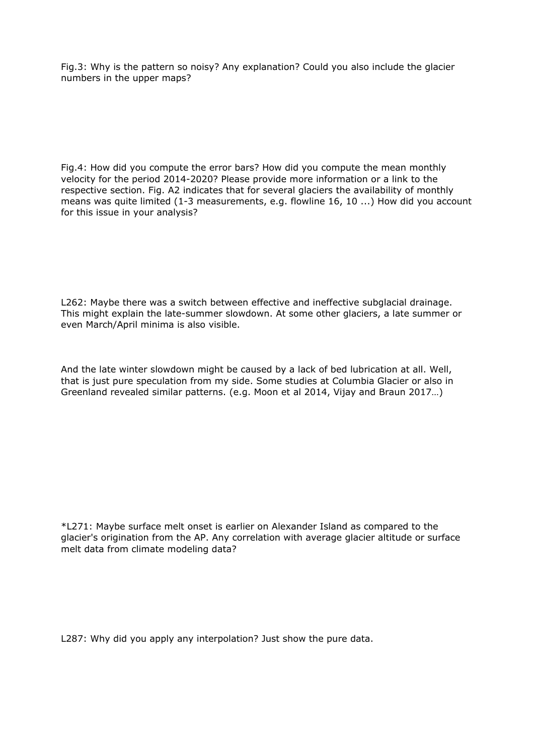Fig.3: Why is the pattern so noisy? Any explanation? Could you also include the glacier numbers in the upper maps?

Fig.4: How did you compute the error bars? How did you compute the mean monthly velocity for the period 2014-2020? Please provide more information or a link to the respective section. Fig. A2 indicates that for several glaciers the availability of monthly means was quite limited (1-3 measurements, e.g. flowline 16, 10 ...) How did you account for this issue in your analysis?

L262: Maybe there was a switch between effective and ineffective subglacial drainage. This might explain the late-summer slowdown. At some other glaciers, a late summer or even March/April minima is also visible.

And the late winter slowdown might be caused by a lack of bed lubrication at all. Well, that is just pure speculation from my side. Some studies at Columbia Glacier or also in Greenland revealed similar patterns. (e.g. Moon et al 2014, Vijay and Braun 2017…)

*L271: Maybe surface melt onset is earlier on Alexander Island as compared to the glacier's origination from the AP. Any correlation with average glacier altitude or surface melt data from climate modeling data?

L287: Why did you apply any interpolation? Just show the pure data.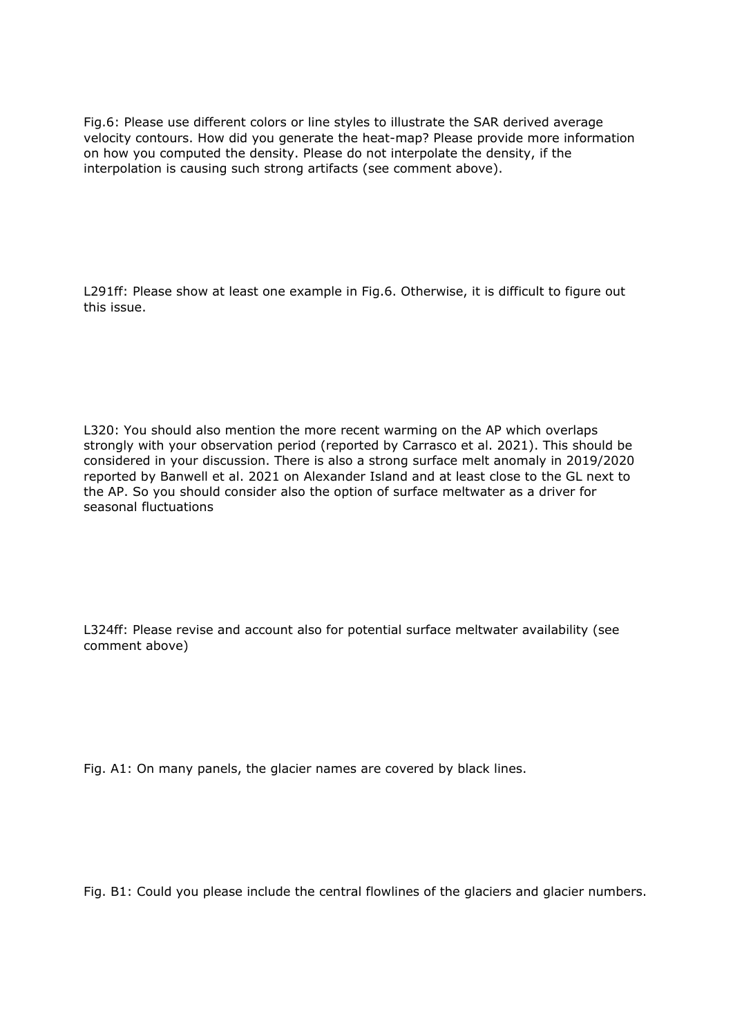Fig.6: Please use different colors or line styles to illustrate the SAR derived average velocity contours. How did you generate the heat-map? Please provide more information on how you computed the density. Please do not interpolate the density, if the interpolation is causing such strong artifacts (see comment above).

L291ff: Please show at least one example in Fig.6. Otherwise, it is difficult to figure out this issue.

L320: You should also mention the more recent warming on the AP which overlaps strongly with your observation period (reported by Carrasco et al. 2021). This should be considered in your discussion. There is also a strong surface melt anomaly in 2019/2020 reported by Banwell et al. 2021 on Alexander Island and at least close to the GL next to the AP. So you should consider also the option of surface meltwater as a driver for seasonal fluctuations

L324ff: Please revise and account also for potential surface meltwater availability (see comment above)

Fig. A1: On many panels, the glacier names are covered by black lines.

Fig. B1: Could you please include the central flowlines of the glaciers and glacier numbers.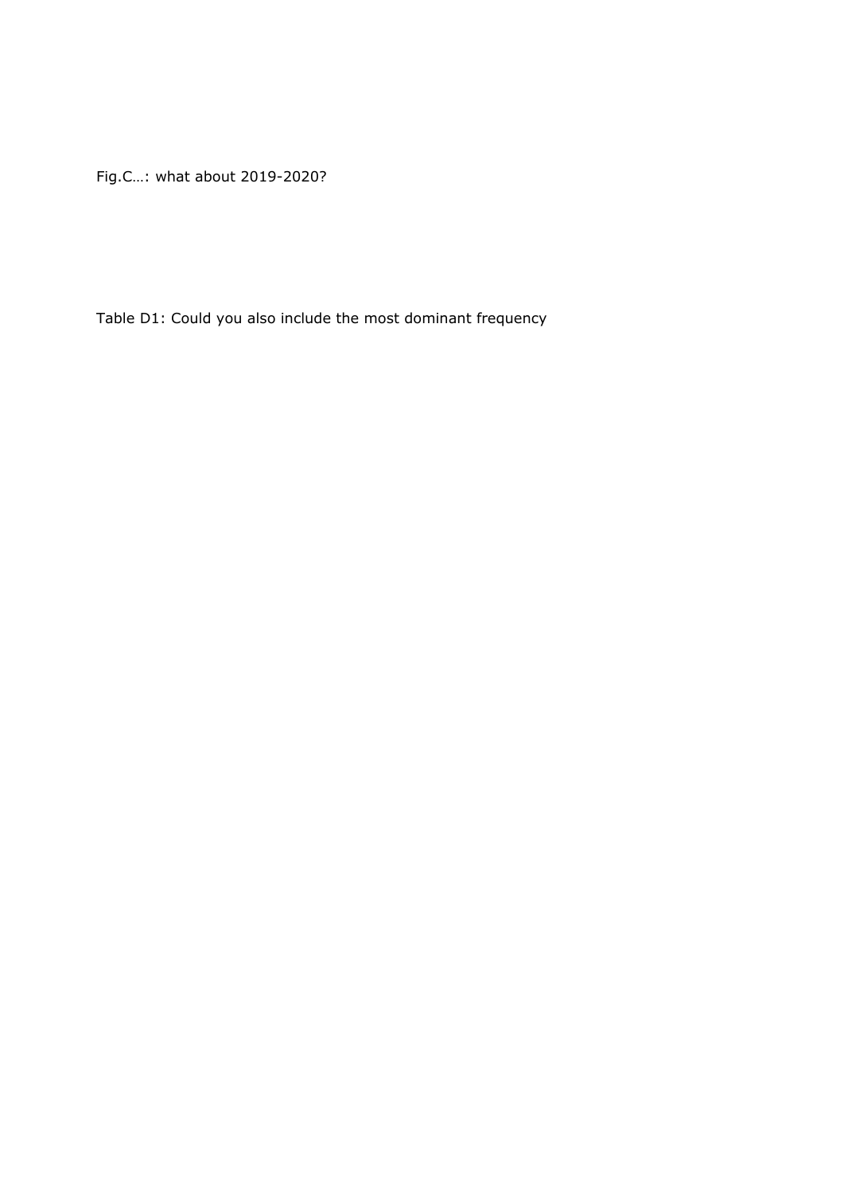Fig.C…: what about 2019-2020?

Table D1: Could you also include the most dominant frequency